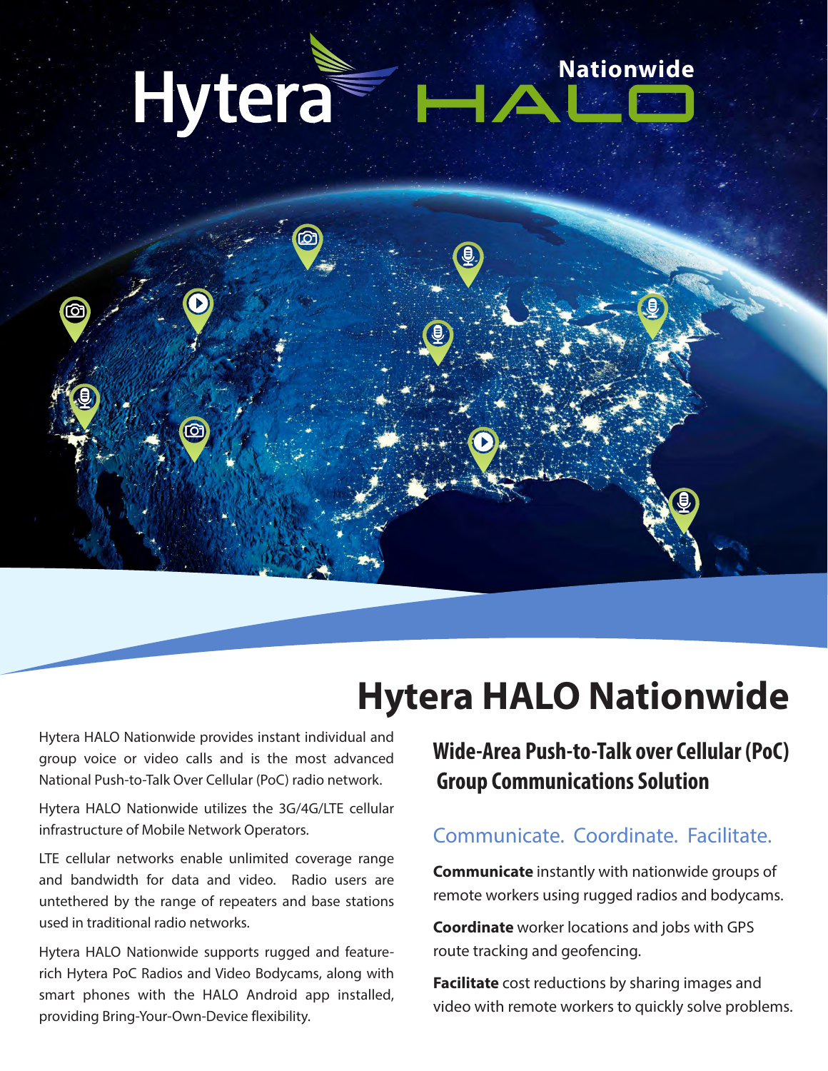Hytera Nationwide HALO

# Hytera HALO Nationwide

Hytera HALO Nationwide provides instant individual and group voice or video calls and is the most advanced National Push-to-Talk Over Cellular (PoC) radio network.

Hytera HALO Nationwide utilizes the 3G/4G/LTE cellular infrastructure of Mobile Network Operators.

LTE cellular networks enable unlimited coverage range and bandwidth for data and video. Radio users are untethered by the range of repeaters and base stations used in traditional radio networks.

Hytera HALO Nationwide supports rugged and feature-rich Hytera PoC Radios and Video Bodycams, along with smart phones with the HALO Android app installed, providing Bring-Your-Own-Device flexibility.

## Wide-Area Push-to-Talk over Cellular (PoC) Group Communications Solution

### Communicate. Coordinate. Facilitate.

**Communicate** instantly with nationwide groups of remote workers using rugged radios and bodycams.

**Coordinate** worker locations and jobs with GPS route tracking and geofencing.

**Facilitate** cost reductions by sharing images and video with remote workers to quickly solve problems.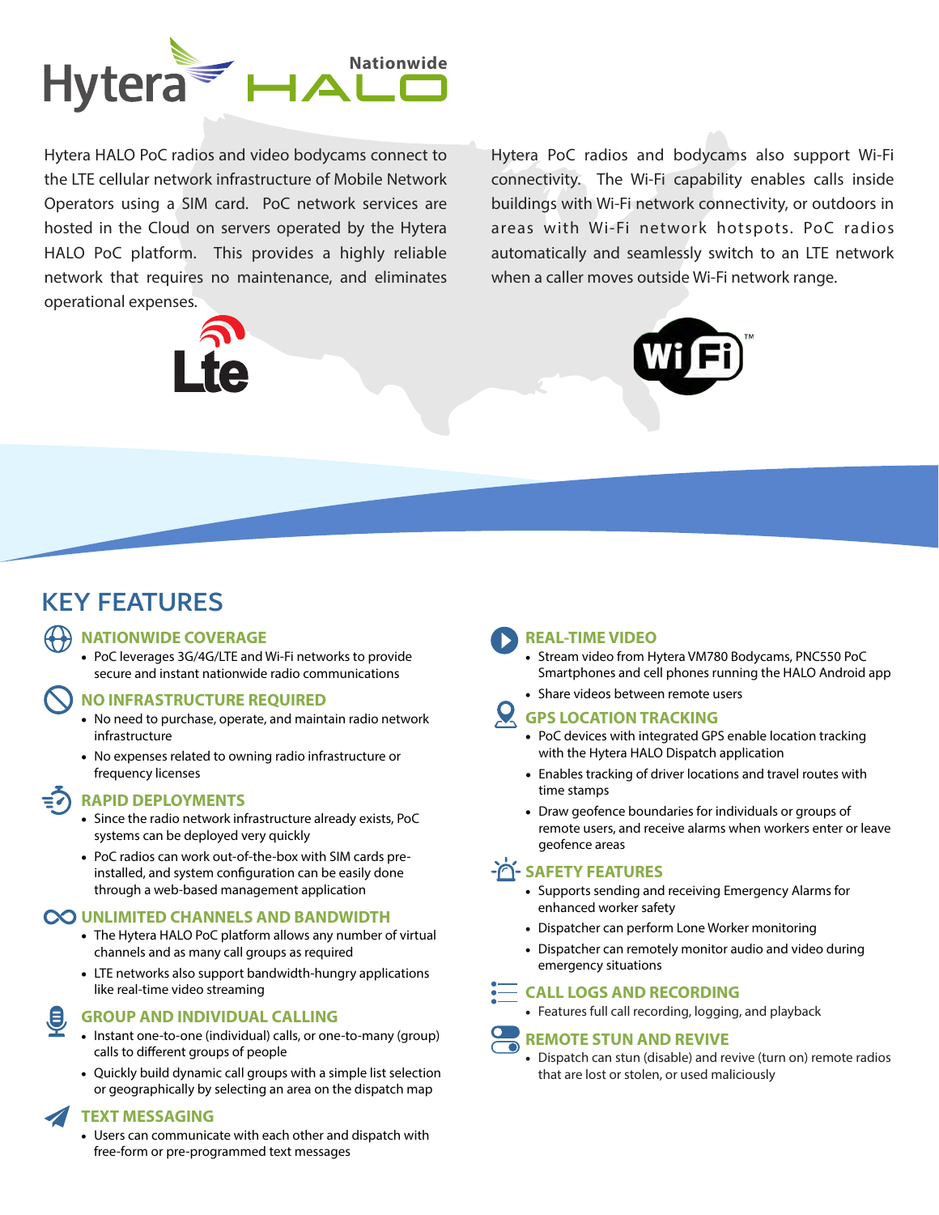# Hytera Nationwide HALO

Hytera HALO PoC radios and video bodycams connect to the LTE cellular network infrastructure of Mobile Network Operators using a SIM card. PoC network services are hosted in the Cloud on servers operated by the Hytera HALO PoC platform. This provides a highly reliable network that requires no maintenance, and eliminates operational expenses.

Hytera PoC radios and bodycams also support Wi-Fi connectivity. The Wi-Fi capability enables calls inside buildings with Wi-Fi network connectivity, or outdoors in areas with Wi-Fi network hotspots. PoC radios automatically and seamlessly switch to an LTE network when a caller moves outside Wi-Fi network range.

## KEY FEATURES

### NATIONWIDE COVERAGE

- PoC leverages 3G/4G/LTE and Wi-Fi networks to provide secure and instant nationwide radio communications

### NO INFRASTRUCTURE REQUIRED

- No need to purchase, operate, and maintain radio network infrastructure
- No expenses related to owning radio infrastructure or frequency licenses

### RAPID DEPLOYMENTS

- Since the radio network infrastructure already exists, PoC systems can be deployed very quickly
- PoC radios can work out-of-the-box with SIM cards pre-installed, and system configuration can be easily done through a web-based management application

### UNLIMITED CHANNELS AND BANDWIDTH

- The Hytera HALO PoC platform allows any number of virtual channels and as many call groups as required
- LTE networks also support bandwidth-hungry applications like real-time video streaming

### GROUP AND INDIVIDUAL CALLING

- Instant one-to-one (individual) calls, or one-to-many (group) calls to different groups of people
- Quickly build dynamic call groups with a simple list selection or geographically by selecting an area on the dispatch map

### TEXT MESSAGING

- Users can communicate with each other and dispatch with free-form or pre-programmed text messages

### REAL-TIME VIDEO

- Stream video from Hytera VM780 Bodycams, PNC550 PoC Smartphones and cell phones running the HALO Android app
- Share videos between remote users

### GPS LOCATION TRACKING

- PoC devices with integrated GPS enable location tracking with the Hytera HALO Dispatch application
- Enables tracking of driver locations and travel routes with time stamps
- Draw geofence boundaries for individuals or groups of remote users, and receive alarms when workers enter or leave geofence areas

### SAFETY FEATURES

- Supports sending and receiving Emergency Alarms for enhanced worker safety
- Dispatcher can perform Lone Worker monitoring
- Dispatcher can remotely monitor audio and video during emergency situations

### CALL LOGS AND RECORDING

- Features full call recording, logging, and playback

### REMOTE STUN AND REVIVE

- Dispatch can stun (disable) and revive (turn on) remote radios that are lost or stolen, or used maliciously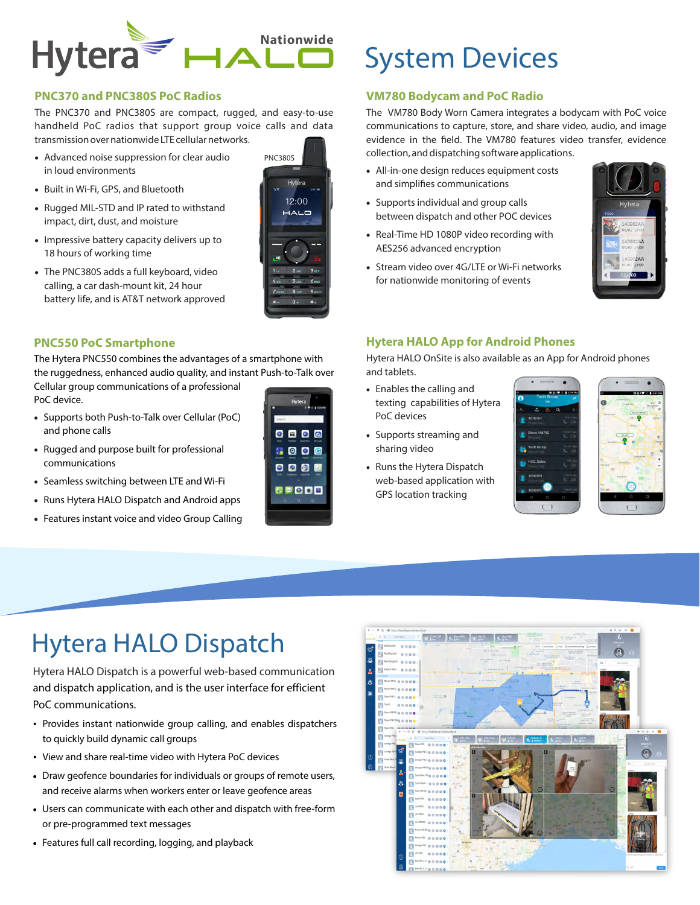# System Devices

## PNC370 and PNC380S PoC Radios

The PNC370 and PNC380S are compact, rugged, and easy-to-use handheld PoC radios that support group voice calls and data transmission over nationwide LTE cellular networks.

- Advanced noise suppression for clear audio in loud environments
- Built in Wi-Fi, GPS, and Bluetooth
- Rugged MIL-STD and IP rated to withstand impact, dirt, dust, and moisture
- Impressive battery capacity delivers up to 18 hours of working time
- The PNC380S adds a full keyboard, video calling, a car dash-mount kit, 24 hour battery life, and is AT&T network approved

## VM780 Bodycam and PoC Radio

The VM780 Body Worn Camera integrates a bodycam with PoC voice communications to capture, store, and share video, audio, and image evidence in the field. The VM780 features video transfer, evidence collection, and dispatching software applications.

- All-in-one design reduces equipment costs and simplifies communications
- Supports individual and group calls between dispatch and other POC devices
- Real-Time HD 1080P video recording with AES256 advanced encryption
- Stream video over 4G/LTE or Wi-Fi networks for nationwide monitoring of events

## PNC550 PoC Smartphone

The Hytera PNC550 combines the advantages of a smartphone with the ruggedness, enhanced audio quality, and instant Push-to-Talk over Cellular group communications of a professional PoC device.

- Supports both Push-to-Talk over Cellular (PoC) and phone calls
- Rugged and purpose built for professional communications
- Seamless switching between LTE and Wi-Fi
- Runs Hytera HALO Dispatch and Android apps
- Features instant voice and video Group Calling

## Hytera HALO App for Android Phones

Hytera HALO OnSite is also available as an App for Android phones and tablets.

- Enables the calling and texting capabilities of Hytera PoC devices
- Supports streaming and sharing video
- Runs the Hytera Dispatch web-based application with GPS location tracking

# Hytera HALO Dispatch

Hytera HALO Dispatch is a powerful web-based communication and dispatch application, and is the user interface for efficient PoC communications.

- Provides instant nationwide group calling, and enables dispatchers to quickly build dynamic call groups
- View and share real-time video with Hytera PoC devices
- Draw geofence boundaries for individuals or groups of remote users, and receive alarms when workers enter or leave geofence areas
- Users can communicate with each other and dispatch with free-form or pre-programmed text messages
- Features full call recording, logging, and playback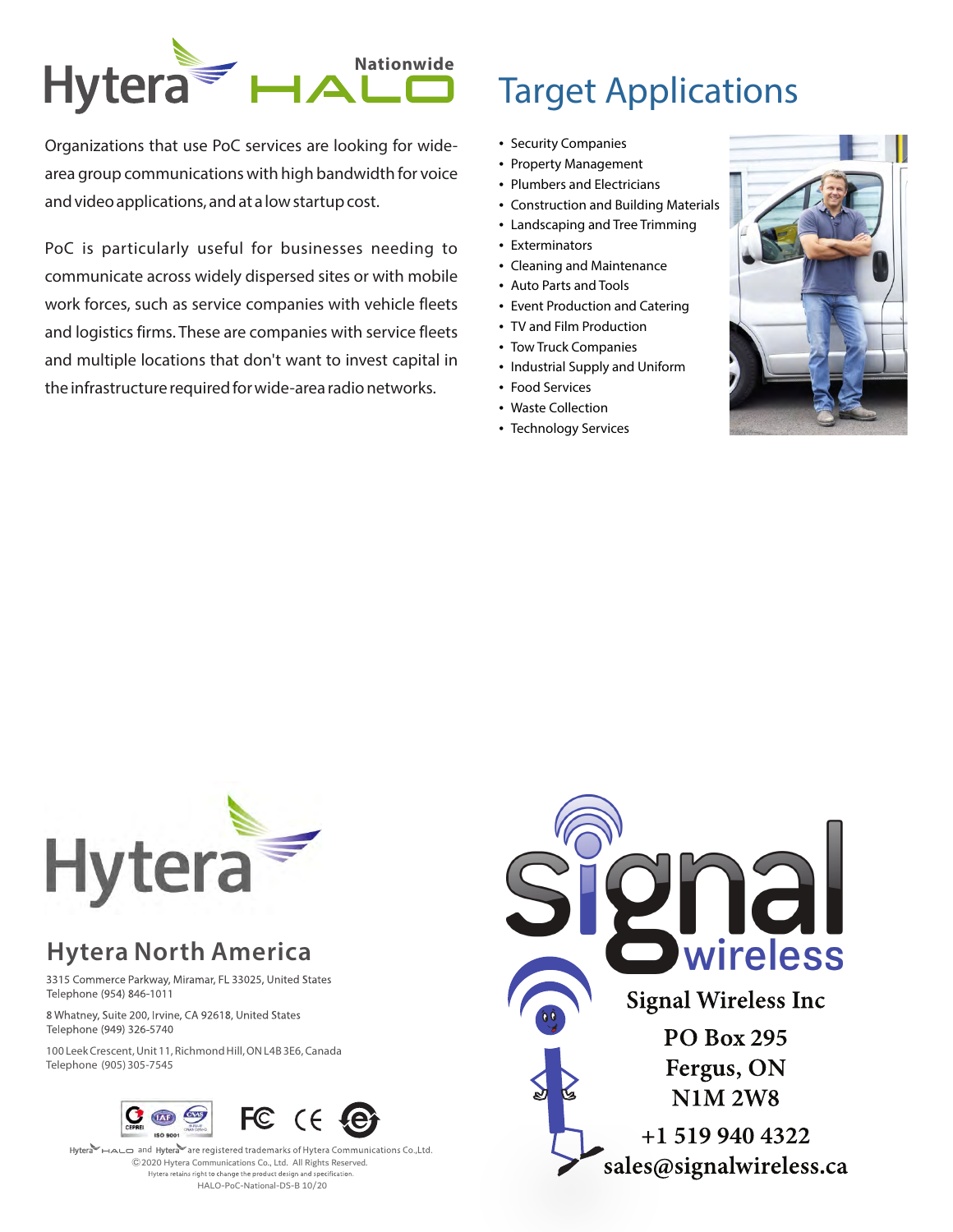Hytera Nationwide HALO

Organizations that use PoC services are looking for wide-area group communications with high bandwidth for voice and video applications, and at a low startup cost.

PoC is particularly useful for businesses needing to communicate across widely dispersed sites or with mobile work forces, such as service companies with vehicle fleets and logistics firms. These are companies with service fleets and multiple locations that don't want to invest capital in the infrastructure required for wide-area radio networks.

# Target Applications

- Security Companies
- Property Management
- Plumbers and Electricians
- Construction and Building Materials
- Landscaping and Tree Trimming
- Exterminators
- Cleaning and Maintenance
- Auto Parts and Tools
- Event Production and Catering
- TV and Film Production
- Tow Truck Companies
- Industrial Supply and Uniform
- Food Services
- Waste Collection
- Technology Services

Hytera

## Hytera North America

3315 Commerce Parkway, Miramar, FL 33025, United States
Telephone (954) 846-1011

8 Whatney, Suite 200, Irvine, CA 92618, United States
Telephone (949) 326-5740

100 Leek Crescent, Unit 11, Richmond Hill, ON L4B 3E6, Canada
Telephone (905) 305-7545

Hytera HALO and Hytera are registered trademarks of Hytera Communications Co.,Ltd.
©2020 Hytera Communications Co., Ltd. All Rights Reserved.
Hytera retains right to change the product design and specification.
HALO-PoC-National-DS-B 10/20

Signal wireless

Signal Wireless Inc
PO Box 295
Fergus, ON
N1M 2W8
+1 519 940 4322
sales@signalwireless.ca